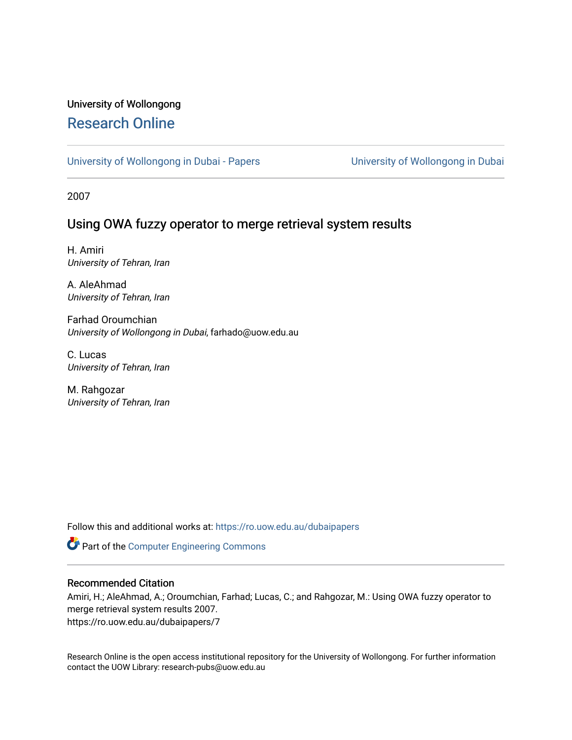University of Wollongong

# Research Online

University of Wollongong in Dubai - Papers | University of Wollongong in Dubai

2007

## Using OWA fuzzy operator to merge retrieval system results

H. Amiri
*University of Tehran, Iran*

A. AleAhmad
*University of Tehran, Iran*

Farhad Oroumchian
*University of Wollongong in Dubai*, farhado@uow.edu.au

C. Lucas
*University of Tehran, Iran*

M. Rahgozar
*University of Tehran, Iran*

Follow this and additional works at: https://ro.uow.edu.au/dubaipapers

Part of the Computer Engineering Commons

### Recommended Citation

Amiri, H.; AleAhmad, A.; Oroumchian, Farhad; Lucas, C.; and Rahgozar, M.: Using OWA fuzzy operator to merge retrieval system results 2007.
https://ro.uow.edu.au/dubaipapers/7

Research Online is the open access institutional repository for the University of Wollongong. For further information contact the UOW Library: research-pubs@uow.edu.au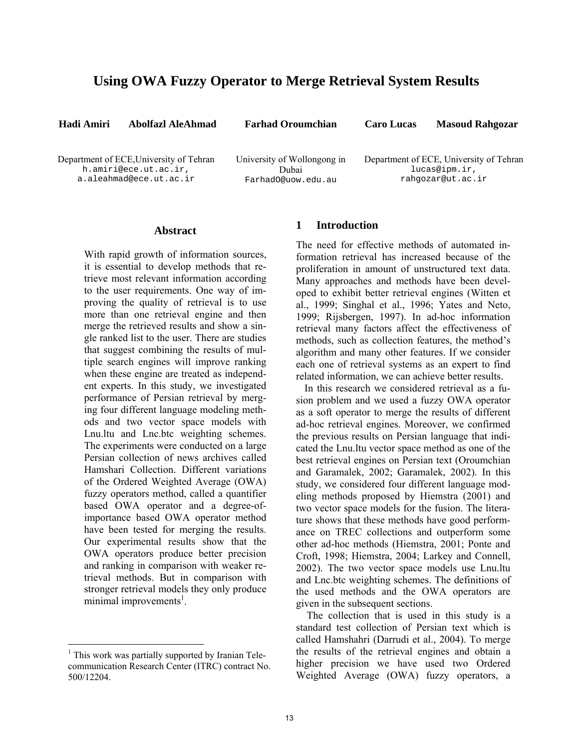# Using OWA Fuzzy Operator to Merge Retrieval System Results

**Hadi Amiri** **Abolfazl AleAhmad** **Farhad Oroumchian** **Caro Lucas** **Masoud Rahgozar**

Department of ECE,University of Tehran
h.amiri@ece.ut.ac.ir,
a.aleahmad@ece.ut.ac.ir

University of Wollongong in Dubai
FarhadO@uow.edu.au

Department of ECE, University of Tehran
lucas@ipm.ir,
rahgozar@ut.ac.ir

## Abstract

With rapid growth of information sources, it is essential to develop methods that retrieve most relevant information according to the user requirements. One way of improving the quality of retrieval is to use more than one retrieval engine and then merge the retrieved results and show a single ranked list to the user. There are studies that suggest combining the results of multiple search engines will improve ranking when these engine are treated as independent experts. In this study, we investigated performance of Persian retrieval by merging four different language modeling methods and two vector space models with Lnu.ltu and Lnc.btc weighting schemes. The experiments were conducted on a large Persian collection of news archives called Hamshari Collection. Different variations of the Ordered Weighted Average (OWA) fuzzy operators method, called a quantifier based OWA operator and a degree-of-importance based OWA operator method have been tested for merging the results. Our experimental results show that the OWA operators produce better precision and ranking in comparison with weaker retrieval methods. But in comparison with stronger retrieval models they only produce minimal improvements[1].

[1] This work was partially supported by Iranian Telecommunication Research Center (ITRC) contract No. 500/12204.

## 1 Introduction

The need for effective methods of automated information retrieval has increased because of the proliferation in amount of unstructured text data. Many approaches and methods have been developed to exhibit better retrieval engines (Witten et al., 1999; Singhal et al., 1996; Yates and Neto, 1999; Rijsbergen, 1997). In ad-hoc information retrieval many factors affect the effectiveness of methods, such as collection features, the method's algorithm and many other features. If we consider each one of retrieval systems as an expert to find related information, we can achieve better results.

In this research we considered retrieval as a fusion problem and we used a fuzzy OWA operator as a soft operator to merge the results of different ad-hoc retrieval engines. Moreover, we confirmed the previous results on Persian language that indicated the Lnu.ltu vector space method as one of the best retrieval engines on Persian text (Oroumchian and Garamalek, 2002; Garamalek, 2002). In this study, we considered four different language modeling methods proposed by Hiemstra (2001) and two vector space models for the fusion. The literature shows that these methods have good performance on TREC collections and outperform some other ad-hoc methods (Hiemstra, 2001; Ponte and Croft, 1998; Hiemstra, 2004; Larkey and Connell, 2002). The two vector space models use Lnu.ltu and Lnc.btc weighting schemes. The definitions of the used methods and the OWA operators are given in the subsequent sections.

The collection that is used in this study is a standard test collection of Persian text which is called Hamshahri (Darrudi et al., 2004). To merge the results of the retrieval engines and obtain a higher precision we have used two Ordered Weighted Average (OWA) fuzzy operators, a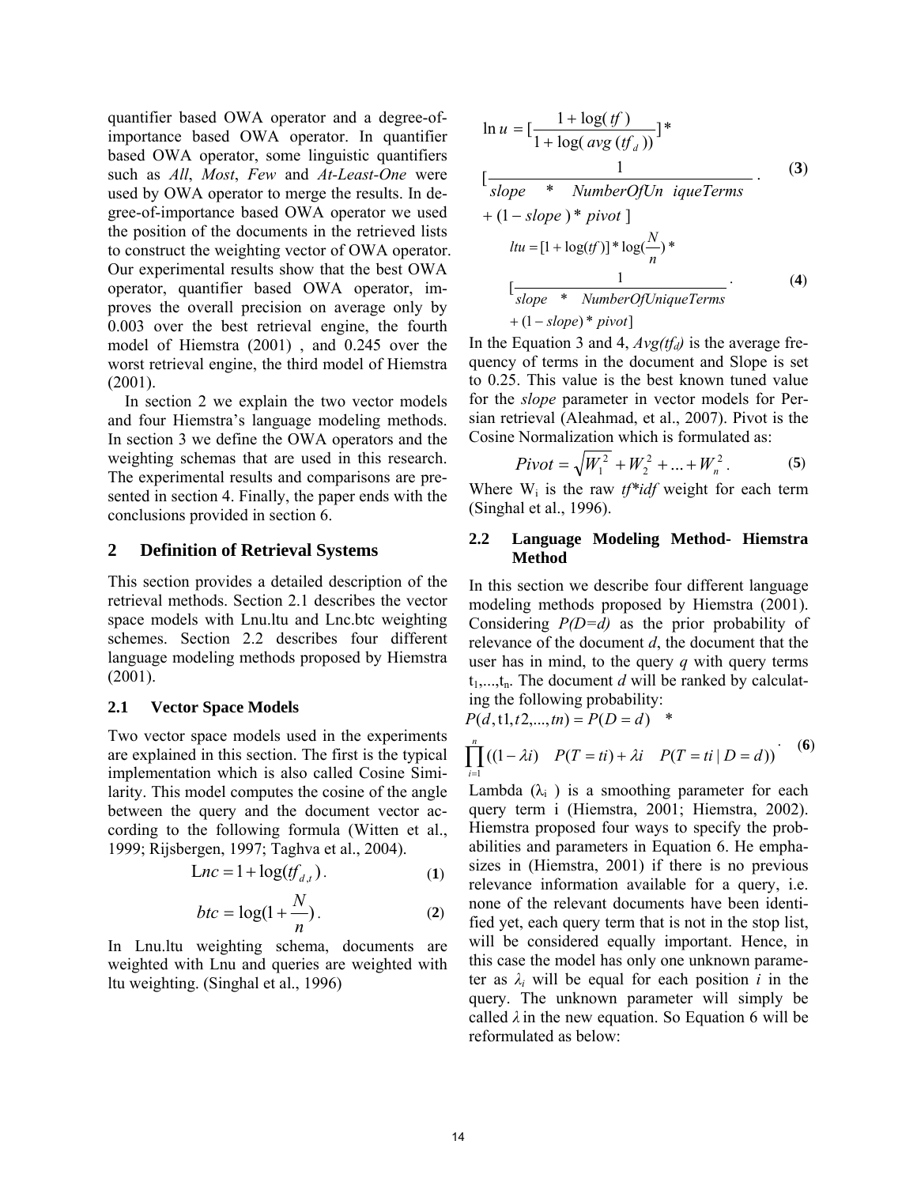quantifier based OWA operator and a degree-of-importance based OWA operator. In quantifier based OWA operator, some linguistic quantifiers such as *All*, *Most*, *Few* and *At-Least-One* were used by OWA operator to merge the results. In degree-of-importance based OWA operator we used the position of the documents in the retrieved lists to construct the weighting vector of OWA operator. Our experimental results show that the best OWA operator, quantifier based OWA operator, improves the overall precision on average only by 0.003 over the best retrieval engine, the fourth model of Hiemstra (2001) , and 0.245 over the worst retrieval engine, the third model of Hiemstra (2001).

In section 2 we explain the two vector models and four Hiemstra's language modeling methods. In section 3 we define the OWA operators and the weighting schemas that are used in this research. The experimental results and comparisons are presented in section 4. Finally, the paper ends with the conclusions provided in section 6.

## 2 Definition of Retrieval Systems

This section provides a detailed description of the retrieval methods. Section 2.1 describes the vector space models with Lnu.ltu and Lnc.btc weighting schemes. Section 2.2 describes four different language modeling methods proposed by Hiemstra (2001).

### 2.1 Vector Space Models

Two vector space models used in the experiments are explained in this section. The first is the typical implementation which is also called Cosine Similarity. This model computes the cosine of the angle between the query and the document vector according to the following formula (Witten et al., 1999; Rijsbergen, 1997; Taghva et al., 2004).

$$Lnc = 1 + \log(tf_{d,t}) . \quad (1)$$

$$btc = \log(1 + \frac{N}{n}) . \quad (2)$$

In Lnu.ltu weighting schema, documents are weighted with Lnu and queries are weighted with ltu weighting. (Singhal et al., 1996)

$$\ln u = [\frac{1 + \log(tf)}{1 + \log(avg(tf_d))}] * [\frac{1}{slope * NumberOfUniqueTerms + (1 - slope) * pivot}] . \quad (3)$$

$$ltu = [1 + \log(tf)] * \log(\frac{N}{n}) * [\frac{1}{slope * NumberOfUniqueTerms + (1 - slope) * pivot}] . \quad (4)$$

In the Equation 3 and 4, *Avg(tf$_d$)* is the average frequency of terms in the document and Slope is set to 0.25. This value is the best known tuned value for the *slope* parameter in vector models for Persian retrieval (Aleahmad, et al., 2007). Pivot is the Cosine Normalization which is formulated as:

$$Pivot = \sqrt{W_1^2 + W_2^2 + ... + W_n^2} . \quad (5)$$

Where $W_i$ is the raw *tf\*idf* weight for each term (Singhal et al., 1996).

### 2.2 Language Modeling Method- Hiemstra Method

In this section we describe four different language modeling methods proposed by Hiemstra (2001). Considering *P(D=d)* as the prior probability of relevance of the document *d*, the document that the user has in mind, to the query *q* with query terms $t_1,...,t_n$. The document *d* will be ranked by calculating the following probability:

$$P(d, t1, t2, ..., tn) = P(D = d) * \prod_{i=1}^{n} ((1 - \lambda i) \quad P(T = ti) + \lambda i \quad P(T = ti \mid D = d)) . \quad (6)$$

Lambda ($\lambda_i$ ) is a smoothing parameter for each query term i (Hiemstra, 2001; Hiemstra, 2002). Hiemstra proposed four ways to specify the probabilities and parameters in Equation 6. He emphasizes in (Hiemstra, 2001) if there is no previous relevance information available for a query, i.e. none of the relevant documents have been identified yet, each query term that is not in the stop list, will be considered equally important. Hence, in this case the model has only one unknown parameter as $\lambda_i$ will be equal for each position *i* in the query. The unknown parameter will simply be called $\lambda$ in the new equation. So Equation 6 will be reformulated as below: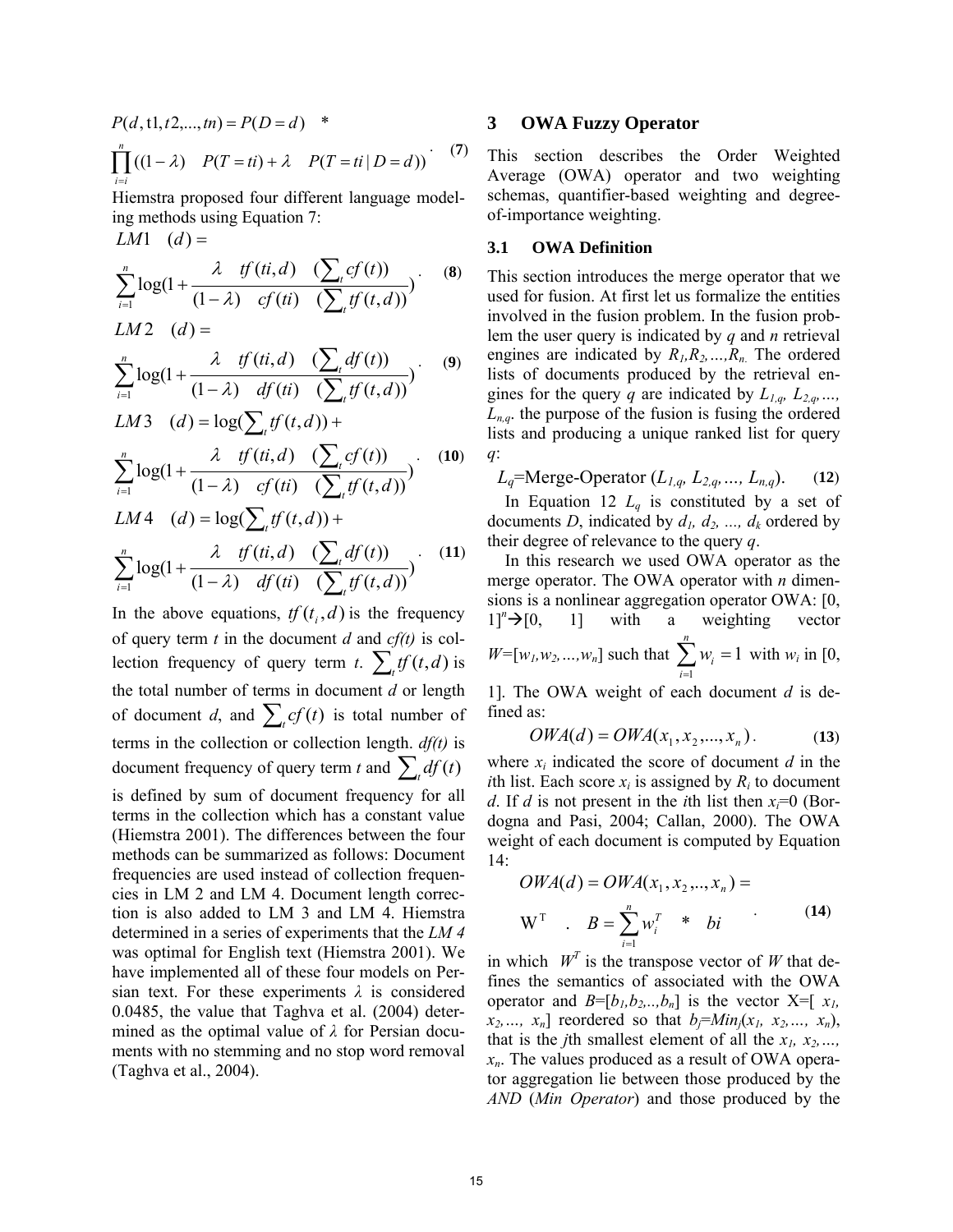$$P(d, t1, t2, ..., tn) = P(D = d) \quad * \quad \prod_{i=i}^{n} ((1-\lambda) \quad P(T = ti) + \lambda \quad P(T = ti \mid D = d)) \quad . \quad (7)$$

Hiemstra proposed four different language modeling methods using Equation 7:

$$LM1 \quad (d) = \sum_{i=1}^{n} \log(1 + \frac{\lambda \quad tf(ti, d) \quad (\sum_t cf(t))}{(1-\lambda) \quad cf(ti) \quad (\sum_t tf(t, d))}) \quad . \quad (8)$$

$$LM2 \quad (d) = \sum_{i=1}^{n} \log(1 + \frac{\lambda \quad tf(ti, d) \quad (\sum_t df(t))}{(1-\lambda) \quad df(ti) \quad (\sum_t tf(t, d))}) \quad . \quad (9)$$

$$LM3 \quad (d) = \log(\sum_t tf(t, d)) + \sum_{i=1}^{n} \log(1 + \frac{\lambda \quad tf(ti, d) \quad (\sum_t cf(t))}{(1-\lambda) \quad cf(ti) \quad (\sum_t tf(t, d))}) \quad . \quad (10)$$

$$LM4 \quad (d) = \log(\sum_t tf(t, d)) + \sum_{i=1}^{n} \log(1 + \frac{\lambda \quad tf(ti, d) \quad (\sum_t df(t))}{(1-\lambda) \quad df(ti) \quad (\sum_t tf(t, d))}) \quad . \quad (11)$$

In the above equations, $tf(t_i, d)$ is the frequency of query term *t* in the document *d* and *cf(t)* is collection frequency of query term *t*. $\sum_t tf(t, d)$ is the total number of terms in document *d* or length of document *d*, and $\sum_t cf(t)$ is total number of terms in the collection or collection length. *df(t)* is document frequency of query term *t* and $\sum_t df(t)$ is defined by sum of document frequency for all terms in the collection which has a constant value (Hiemstra 2001). The differences between the four methods can be summarized as follows: Document frequencies are used instead of collection frequencies in LM 2 and LM 4. Document length correction is also added to LM 3 and LM 4. Hiemstra determined in a series of experiments that the *LM 4* was optimal for English text (Hiemstra 2001). We have implemented all of these four models on Persian text. For these experiments $\lambda$ is considered 0.0485, the value that Taghva et al. (2004) determined as the optimal value of $\lambda$ for Persian documents with no stemming and no stop word removal (Taghva et al., 2004).

## 3 OWA Fuzzy Operator

This section describes the Order Weighted Average (OWA) operator and two weighting schemas, quantifier-based weighting and degree-of-importance weighting.

### 3.1 OWA Definition

This section introduces the merge operator that we used for fusion. At first let us formalize the entities involved in the fusion problem. In the fusion problem the user query is indicated by *q* and *n* retrieval engines are indicated by $R_1, R_2, ..., R_n$. The ordered lists of documents produced by the retrieval engines for the query *q* are indicated by $L_{1,q}, L_{2,q}, ..., L_{n,q}$. the purpose of the fusion is fusing the ordered lists and producing a unique ranked list for query *q*:

$$L_q = \text{Merge-Operator } (L_{1,q}, L_{2,q}, ..., L_{n,q}). \quad (12)$$

In Equation 12 $L_q$ is constituted by a set of documents *D*, indicated by $d_1, d_2, ..., d_k$ ordered by their degree of relevance to the query *q*.

In this research we used OWA operator as the merge operator. The OWA operator with *n* dimensions is a nonlinear aggregation operator OWA: $[0, 1]^n \rightarrow [0, 1]$ with a weighting vector $W = [w_1, w_2, ..., w_n]$ such that $\sum_{i=1}^{n} w_i = 1$ with $w_i$ in [0, 1]. The OWA weight of each document *d* is defined as:

$$OWA(d) = OWA(x_1, x_2, ..., x_n) \quad . \quad (13)$$

where $x_i$ indicated the score of document *d* in the *i*th list. Each score $x_i$ is assigned by $R_i$ to document *d*. If *d* is not present in the *i*th list then $x_i = 0$ (Bordogna and Pasi, 2004; Callan, 2000). The OWA weight of each document is computed by Equation 14:

$$OWA(d) = OWA(x_1, x_2, .., x_n) = W^T \quad . \quad B = \sum_{i=1}^{n} w_i^T \quad * \quad bi \quad . \quad (14)$$

in which $W^T$ is the transpose vector of *W* that defines the semantics of associated with the OWA operator and $B = [b_1, b_2, .., b_n]$ is the vector $X = [x_1, x_2, ..., x_n]$ reordered so that $b_j = Min_j(x_1, x_2, ..., x_n)$, that is the *j*th smallest element of all the $x_1, x_2, ..., x_n$. The values produced as a result of OWA operator aggregation lie between those produced by the *AND* (*Min Operator*) and those produced by the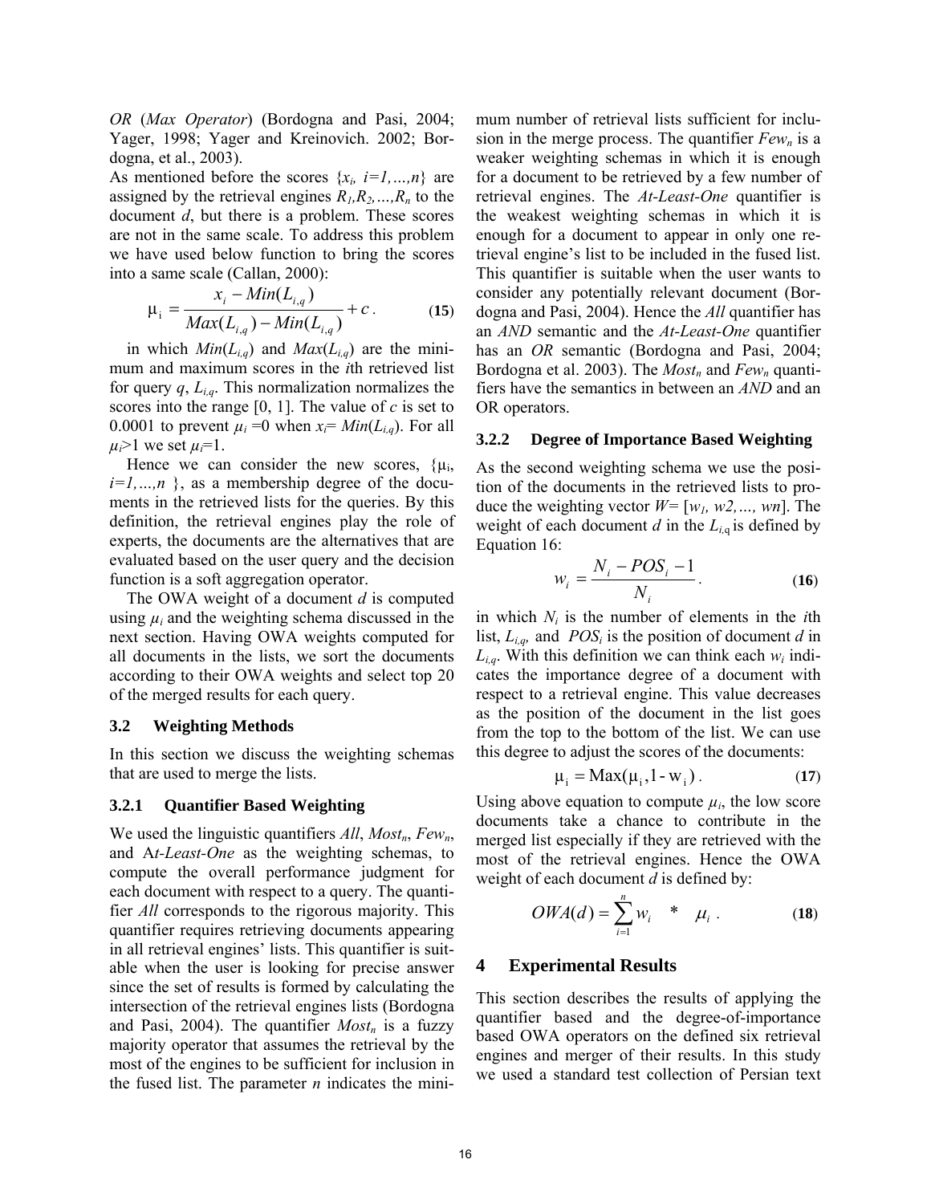*OR* (*Max Operator*) (Bordogna and Pasi, 2004; Yager, 1998; Yager and Kreinovich. 2002; Bordogna, et al., 2003).

As mentioned before the scores $\{x_i, i=1,\ldots,n\}$ are assigned by the retrieval engines $R_1, R_2, \ldots, R_n$ to the document *d*, but there is a problem. These scores are not in the same scale. To address this problem we have used below function to bring the scores into a same scale (Callan, 2000):

$$\mu_i = \frac{x_i - Min(L_{i,q})}{Max(L_{i,q}) - Min(L_{i,q})} + c\,. \qquad \textbf{(15)}$$

in which $Min(L_{i,q})$ and $Max(L_{i,q})$ are the minimum and maximum scores in the *i*th retrieved list for query *q*, $L_{i,q}$. This normalization normalizes the scores into the range [0, 1]. The value of *c* is set to 0.0001 to prevent $\mu_i = 0$ when $x_i = Min(L_{i,q})$. For all $\mu_i > 1$ we set $\mu_i = 1$.

Hence we can consider the new scores, $\{\mu_i, i=1,\ldots,n\}$, as a membership degree of the documents in the retrieved lists for the queries. By this definition, the retrieval engines play the role of experts, the documents are the alternatives that are evaluated based on the user query and the decision function is a soft aggregation operator.

The OWA weight of a document *d* is computed using $\mu_i$ and the weighting schema discussed in the next section. Having OWA weights computed for all documents in the lists, we sort the documents according to their OWA weights and select top 20 of the merged results for each query.

### 3.2 Weighting Methods

In this section we discuss the weighting schemas that are used to merge the lists.

#### 3.2.1 Quantifier Based Weighting

We used the linguistic quantifiers *All*, $Most_n$, $Few_n$, and *At-Least-One* as the weighting schemas, to compute the overall performance judgment for each document with respect to a query. The quantifier *All* corresponds to the rigorous majority. This quantifier requires retrieving documents appearing in all retrieval engines' lists. This quantifier is suitable when the user is looking for precise answer since the set of results is formed by calculating the intersection of the retrieval engines lists (Bordogna and Pasi, 2004). The quantifier $Most_n$ is a fuzzy majority operator that assumes the retrieval by the most of the engines to be sufficient for inclusion in the fused list. The parameter *n* indicates the minimum number of retrieval lists sufficient for inclusion in the merge process. The quantifier $Few_n$ is a weaker weighting schemas in which it is enough for a document to be retrieved by a few number of retrieval engines. The *At-Least-One* quantifier is the weakest weighting schemas in which it is enough for a document to appear in only one retrieval engine's list to be included in the fused list. This quantifier is suitable when the user wants to consider any potentially relevant document (Bordogna and Pasi, 2004). Hence the *All* quantifier has an *AND* semantic and the *At-Least-One* quantifier has an *OR* semantic (Bordogna and Pasi, 2004; Bordogna et al. 2003). The $Most_n$ and $Few_n$ quantifiers have the semantics in between an *AND* and an OR operators.

#### 3.2.2 Degree of Importance Based Weighting

As the second weighting schema we use the position of the documents in the retrieved lists to produce the weighting vector $W = [w_1, w2, \ldots, wn]$. The weight of each document *d* in the $L_{i,q}$ is defined by Equation 16:

$$w_i = \frac{N_i - POS_i - 1}{N_i}\,. \qquad \textbf{(16)}$$

in which $N_i$ is the number of elements in the *i*th list, $L_{i,q}$, and $POS_i$ is the position of document *d* in $L_{i,q}$. With this definition we can think each $w_i$ indicates the importance degree of a document with respect to a retrieval engine. This value decreases as the position of the document in the list goes from the top to the bottom of the list. We can use this degree to adjust the scores of the documents:

$$\mu_i = \mathrm{Max}(\mu_i, 1 - w_i)\,. \qquad \textbf{(17)}$$

Using above equation to compute $\mu_i$, the low score documents take a chance to contribute in the merged list especially if they are retrieved with the most of the retrieval engines. Hence the OWA weight of each document *d* is defined by:

$$OWA(d) = \sum_{i=1}^{n} w_i \; * \; \mu_i\,. \qquad \textbf{(18)}$$

## 4 Experimental Results

This section describes the results of applying the quantifier based and the degree-of-importance based OWA operators on the defined six retrieval engines and merger of their results. In this study we used a standard test collection of Persian text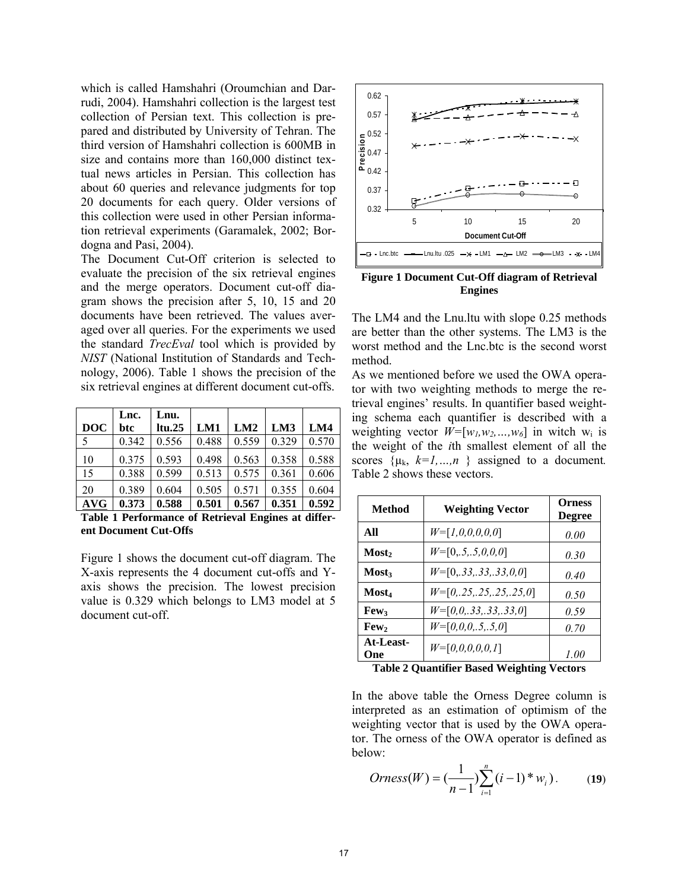which is called Hamshahri (Oroumchian and Darrudi, 2004). Hamshahri collection is the largest test collection of Persian text. This collection is prepared and distributed by University of Tehran. The third version of Hamshahri collection is 600MB in size and contains more than 160,000 distinct textual news articles in Persian. This collection has about 60 queries and relevance judgments for top 20 documents for each query. Older versions of this collection were used in other Persian information retrieval experiments (Garamalek, 2002; Bordogna and Pasi, 2004).

The Document Cut-Off criterion is selected to evaluate the precision of the six retrieval engines and the merge operators. Document cut-off diagram shows the precision after 5, 10, 15 and 20 documents have been retrieved. The values averaged over all queries. For the experiments we used the standard *TrecEval* tool which is provided by *NIST* (National Institution of Standards and Technology, 2006). Table 1 shows the precision of the six retrieval engines at different document cut-offs.

| DOC | Lnc. btc | Lnu. ltu.25 | LM1 | LM2 | LM3 | LM4 |
|---|---|---|---|---|---|---|
| 5 | 0.342 | 0.556 | 0.488 | 0.559 | 0.329 | 0.570 |
| 10 | 0.375 | 0.593 | 0.498 | 0.563 | 0.358 | 0.588 |
| 15 | 0.388 | 0.599 | 0.513 | 0.575 | 0.361 | 0.606 |
| 20 | 0.389 | 0.604 | 0.505 | 0.571 | 0.355 | 0.604 |
| **AVG** | **0.373** | **0.588** | **0.501** | **0.567** | **0.351** | **0.592** |

**Table 1 Performance of Retrieval Engines at different Document Cut-Offs**

Figure 1 shows the document cut-off diagram. The X-axis represents the 4 document cut-offs and Y-axis shows the precision. The lowest precision value is 0.329 which belongs to LM3 model at 5 document cut-off.

**Figure 1 Document Cut-Off diagram of Retrieval Engines**

The LM4 and the Lnu.ltu with slope 0.25 methods are better than the other systems. The LM3 is the worst method and the Lnc.btc is the second worst method.

As we mentioned before we used the OWA operator with two weighting methods to merge the retrieval engines' results. In quantifier based weighting schema each quantifier is described with a weighting vector $W=[w_1,w_2,...,w_6]$ in witch $w_i$ is the weight of the *i*th smallest element of all the scores $\{\mu_k,\ k=1,...,n\}$ assigned to a document. Table 2 shows these vectors.

| Method | Weighting Vector | Orness Degree |
|---|---|---|
| **All** | $W=[1,0,0,0,0,0]$ | *0.00* |
| **$Most_2$** | $W=[0,.5,.5,0,0,0]$ | *0.30* |
| **$Most_3$** | $W=[0,.33,.33,.33,0,0]$ | *0.40* |
| **$Most_4$** | $W=[0,.25,.25,.25,.25,0]$ | *0.50* |
| **$Few_3$** | $W=[0,0,.33,.33,.33,0]$ | *0.59* |
| **$Few_2$** | $W=[0,0,0,.5,.5,0]$ | *0.70* |
| **At-Least-One** | $W=[0,0,0,0,0,1]$ | *1.00* |

**Table 2 Quantifier Based Weighting Vectors**

In the above table the Orness Degree column is interpreted as an estimation of optimism of the weighting vector that is used by the OWA operator. The orness of the OWA operator is defined as below:

$$Orness(W) = \left(\frac{1}{n-1}\right)\sum_{i=1}^{n}(i-1)*w_i\,. \qquad \textbf{(19)}$$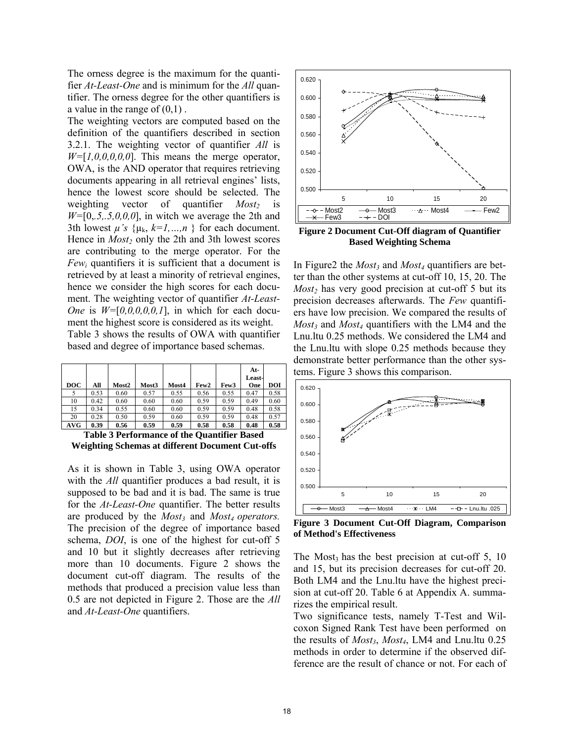The orness degree is the maximum for the quantifier *At-Least-One* and is minimum for the *All* quantifier. The orness degree for the other quantifiers is a value in the range of (0,1) .

The weighting vectors are computed based on the definition of the quantifiers described in section 3.2.1. The weighting vector of quantifier *All* is $W=[1,0,0,0,0,0]$. This means the merge operator, OWA, is the AND operator that requires retrieving documents appearing in all retrieval engines' lists, hence the lowest score should be selected. The weighting vector of quantifier $Most_2$ is $W=[0,.5,.5,0,0,0]$, in witch we average the 2th and 3th lowest $\mu$'s $\{\mu_k, k=1,\ldots,n\}$ for each document. Hence in $Most_2$ only the 2th and 3th lowest scores are contributing to the merge operator. For the $Few_i$ quantifiers it is sufficient that a document is retrieved by at least a minority of retrieval engines, hence we consider the high scores for each document. The weighting vector of quantifier *At-Least-One* is $W=[0,0,0,0,0,1]$, in which for each document the highest score is considered as its weight.

Table 3 shows the results of OWA with quantifier based and degree of importance based schemas.

| DOC | All | Most2 | Most3 | Most4 | Few2 | Few3 | At-Least-One | DOI |
|---|---|---|---|---|---|---|---|---|
| 5 | 0.53 | 0.60 | 0.57 | 0.55 | 0.56 | 0.55 | 0.47 | 0.58 |
| 10 | 0.42 | 0.60 | 0.60 | 0.60 | 0.59 | 0.59 | 0.49 | 0.60 |
| 15 | 0.34 | 0.55 | 0.60 | 0.60 | 0.59 | 0.59 | 0.48 | 0.58 |
| 20 | 0.28 | 0.50 | 0.59 | 0.60 | 0.59 | 0.59 | 0.48 | 0.57 |
| **AVG** | **0.39** | **0.56** | **0.59** | **0.59** | **0.58** | **0.58** | **0.48** | **0.58** |

**Table 3 Performance of the Quantifier Based Weighting Schemas at different Document Cut-offs**

As it is shown in Table 3, using OWA operator with the *All* quantifier produces a bad result, it is supposed to be bad and it is bad. The same is true for the *At-Least-One* quantifier. The better results are produced by the $Most_3$ and $Most_4$ *operators.* The precision of the degree of importance based schema, *DOI*, is one of the highest for cut-off 5 and 10 but it slightly decreases after retrieving more than 10 documents. Figure 2 shows the document cut-off diagram. The results of the methods that produced a precision value less than 0.5 are not depicted in Figure 2. Those are the *All* and *At-Least-One* quantifiers.

**Figure 2 Document Cut-Off diagram of Quantifier Based Weighting Schema**

In Figure2 the $Most_3$ and $Most_4$ quantifiers are better than the other systems at cut-off 10, 15, 20. The $Most_2$ has very good precision at cut-off 5 but its precision decreases afterwards. The *Few* quantifiers have low precision. We compared the results of $Most_3$ and $Most_4$ quantifiers with the LM4 and the Lnu.ltu 0.25 methods. We considered the LM4 and the Lnu.ltu with slope 0.25 methods because they demonstrate better performance than the other systems. Figure 3 shows this comparison.

**Figure 3 Document Cut-Off Diagram, Comparison of Method's Effectiveness**

The $Most_3$ has the best precision at cut-off 5, 10 and 15, but its precision decreases for cut-off 20. Both LM4 and the Lnu.ltu have the highest precision at cut-off 20. Table 6 at Appendix A. summarizes the empirical result.

Two significance tests, namely T-Test and Wilcoxon Signed Rank Test have been performed on the results of $Most_3$, $Most_4$, LM4 and Lnu.ltu 0.25 methods in order to determine if the observed difference are the result of chance or not. For each of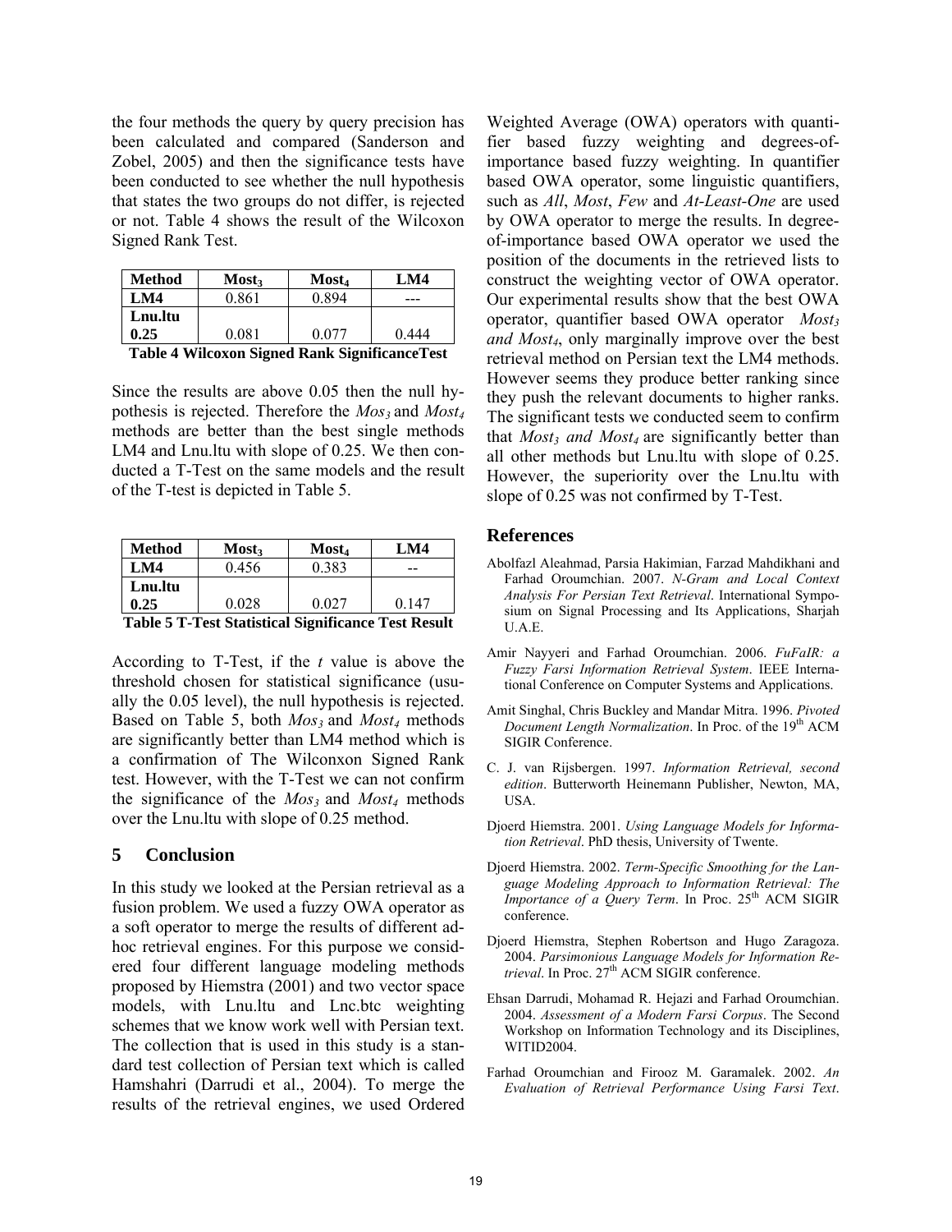the four methods the query by query precision has been calculated and compared (Sanderson and Zobel, 2005) and then the significance tests have been conducted to see whether the null hypothesis that states the two groups do not differ, is rejected or not. Table 4 shows the result of the Wilcoxon Signed Rank Test.

| Method | $Most_3$ | $Most_4$ | LM4 |
|---|---|---|---|
| **LM4** | 0.861 | 0.894 | --- |
| **Lnu.ltu 0.25** | 0.081 | 0.077 | 0.444 |

**Table 4 Wilcoxon Signed Rank SignificanceTest**

Since the results are above 0.05 then the null hypothesis is rejected. Therefore the $Mos_3$ and $Most_4$ methods are better than the best single methods LM4 and Lnu.ltu with slope of 0.25. We then conducted a T-Test on the same models and the result of the T-test is depicted in Table 5.

| Method | $Most_3$ | $Most_4$ | LM4 |
|---|---|---|---|
| **LM4** | 0.456 | 0.383 | -- |
| **Lnu.ltu 0.25** | 0.028 | 0.027 | 0.147 |

**Table 5 T-Test Statistical Significance Test Result**

According to T-Test, if the *t* value is above the threshold chosen for statistical significance (usually the 0.05 level), the null hypothesis is rejected. Based on Table 5, both $Mos_3$ and $Most_4$ methods are significantly better than LM4 method which is a confirmation of The Wilconxon Signed Rank test. However, with the T-Test we can not confirm the significance of the $Mos_3$ and $Most_4$ methods over the Lnu.ltu with slope of 0.25 method.

## 5 Conclusion

In this study we looked at the Persian retrieval as a fusion problem. We used a fuzzy OWA operator as a soft operator to merge the results of different adhoc retrieval engines. For this purpose we considered four different language modeling methods proposed by Hiemstra (2001) and two vector space models, with Lnu.ltu and Lnc.btc weighting schemes that we know work well with Persian text. The collection that is used in this study is a standard test collection of Persian text which is called Hamshahri (Darrudi et al., 2004). To merge the results of the retrieval engines, we used Ordered Weighted Average (OWA) operators with quantifier based fuzzy weighting and degrees-of-importance based fuzzy weighting. In quantifier based OWA operator, some linguistic quantifiers, such as *All*, *Most*, *Few* and *At-Least-One* are used by OWA operator to merge the results. In degree-of-importance based OWA operator we used the position of the documents in the retrieved lists to construct the weighting vector of OWA operator. Our experimental results show that the best OWA operator, quantifier based OWA operator $Most_3$ *and* $Most_4$, only marginally improve over the best retrieval method on Persian text the LM4 methods. However seems they produce better ranking since they push the relevant documents to higher ranks. The significant tests we conducted seem to confirm that $Most_3$ *and* $Most_4$ are significantly better than all other methods but Lnu.ltu with slope of 0.25. However, the superiority over the Lnu.ltu with slope of 0.25 was not confirmed by T-Test.

## References

Abolfazl Aleahmad, Parsia Hakimian, Farzad Mahdikhani and Farhad Oroumchian. 2007. *N-Gram and Local Context Analysis For Persian Text Retrieval*. International Symposium on Signal Processing and Its Applications, Sharjah U.A.E.

Amir Nayyeri and Farhad Oroumchian. 2006. *FuFaIR: a Fuzzy Farsi Information Retrieval System*. IEEE International Conference on Computer Systems and Applications.

Amit Singhal, Chris Buckley and Mandar Mitra. 1996. *Pivoted Document Length Normalization*. In Proc. of the 19th ACM SIGIR Conference.

C. J. van Rijsbergen. 1997. *Information Retrieval, second edition*. Butterworth Heinemann Publisher, Newton, MA, USA.

Djoerd Hiemstra. 2001. *Using Language Models for Information Retrieval*. PhD thesis, University of Twente.

Djoerd Hiemstra. 2002. *Term-Specific Smoothing for the Language Modeling Approach to Information Retrieval: The Importance of a Query Term*. In Proc. 25th ACM SIGIR conference.

Djoerd Hiemstra, Stephen Robertson and Hugo Zaragoza. 2004. *Parsimonious Language Models for Information Retrieval*. In Proc. 27th ACM SIGIR conference.

Ehsan Darrudi, Mohamad R. Hejazi and Farhad Oroumchian. 2004. *Assessment of a Modern Farsi Corpus*. The Second Workshop on Information Technology and its Disciplines, WITID2004.

Farhad Oroumchian and Firooz M. Garamalek. 2002. *An Evaluation of Retrieval Performance Using Farsi Text*.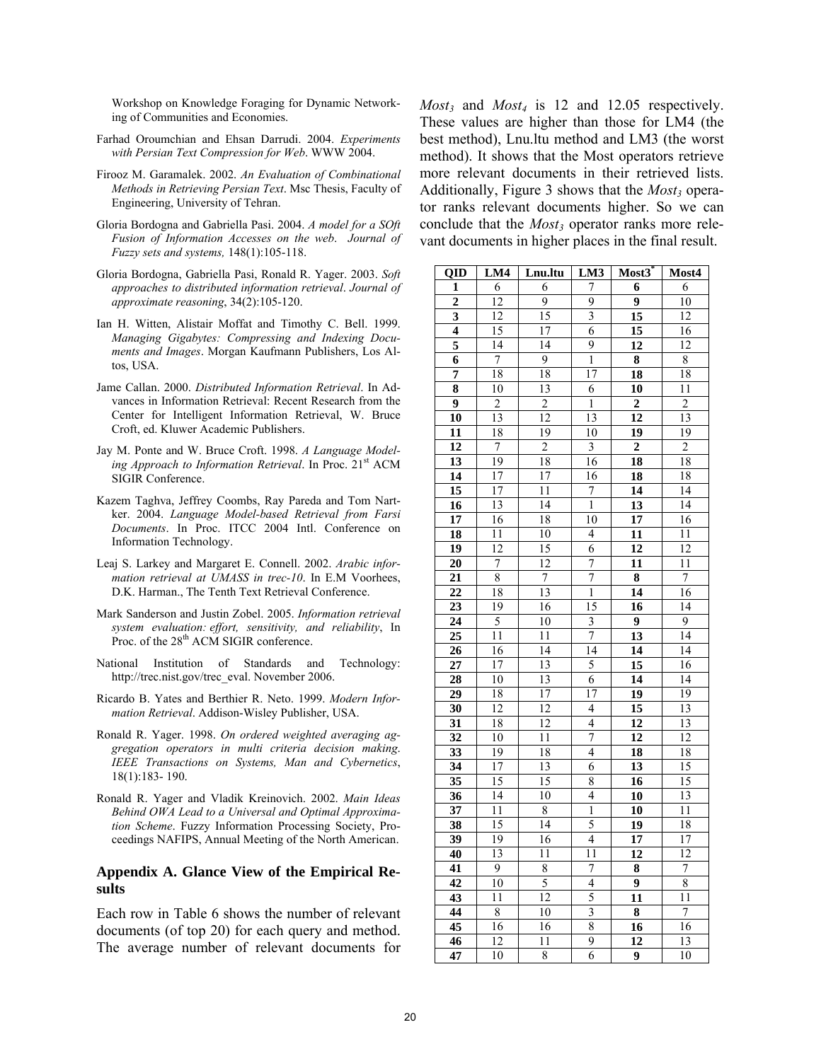Workshop on Knowledge Foraging for Dynamic Networking of Communities and Economies.

Farhad Oroumchian and Ehsan Darrudi. 2004. *Experiments with Persian Text Compression for Web*. WWW 2004.

Firooz M. Garamalek. 2002. *An Evaluation of Combinational Methods in Retrieving Persian Text*. Msc Thesis, Faculty of Engineering, University of Tehran.

Gloria Bordogna and Gabriella Pasi. 2004. *A model for a SOft Fusion of Information Accesses on the web*. *Journal of Fuzzy sets and systems,* 148(1):105-118.

Gloria Bordogna, Gabriella Pasi, Ronald R. Yager. 2003. *Soft approaches to distributed information retrieval*. *Journal of approximate reasoning*, 34(2):105-120.

Ian H. Witten, Alistair Moffat and Timothy C. Bell. 1999. *Managing Gigabytes: Compressing and Indexing Documents and Images*. Morgan Kaufmann Publishers, Los Altos, USA.

Jame Callan. 2000. *Distributed Information Retrieval*. In Advances in Information Retrieval: Recent Research from the Center for Intelligent Information Retrieval, W. Bruce Croft, ed. Kluwer Academic Publishers.

Jay M. Ponte and W. Bruce Croft. 1998. *A Language Modeling Approach to Information Retrieval*. In Proc. 21st ACM SIGIR Conference.

Kazem Taghva, Jeffrey Coombs, Ray Pareda and Tom Nartker. 2004. *Language Model-based Retrieval from Farsi Documents*. In Proc. ITCC 2004 Intl. Conference on Information Technology.

Leaj S. Larkey and Margaret E. Connell. 2002. *Arabic information retrieval at UMASS in trec-10*. In E.M Voorhees, D.K. Harman., The Tenth Text Retrieval Conference.

Mark Sanderson and Justin Zobel. 2005. *Information retrieval system evaluation: effort, sensitivity, and reliability*, In Proc. of the 28th ACM SIGIR conference.

National Institution of Standards and Technology: http://trec.nist.gov/trec_eval. November 2006.

Ricardo B. Yates and Berthier R. Neto. 1999. *Modern Information Retrieval*. Addison-Wisley Publisher, USA.

Ronald R. Yager. 1998. *On ordered weighted averaging aggregation operators in multi criteria decision making*. *IEEE Transactions on Systems, Man and Cybernetics*, 18(1):183- 190.

Ronald R. Yager and Vladik Kreinovich. 2002. *Main Ideas Behind OWA Lead to a Universal and Optimal Approximation Scheme*. Fuzzy Information Processing Society, Proceedings NAFIPS, Annual Meeting of the North American.

## Appendix A. Glance View of the Empirical Results

Each row in Table 6 shows the number of relevant documents (of top 20) for each query and method. The average number of relevant documents for $Most_3$ and $Most_4$ is 12 and 12.05 respectively. These values are higher than those for LM4 (the best method), Lnu.ltu method and LM3 (the worst method). It shows that the Most operators retrieve more relevant documents in their retrieved lists. Additionally, Figure 3 shows that the $Most_3$ operator ranks relevant documents higher. So we can conclude that the $Most_3$ operator ranks more relevant documents in higher places in the final result.

| QID | LM4 | Lnu.ltu | LM3 | Most3* | Most4 |
|---|---|---|---|---|---|
| 1 | 6 | 6 | 7 | **6** | 6 |
| 2 | 12 | 9 | 9 | **9** | 10 |
| 3 | 12 | 15 | 3 | **15** | 12 |
| 4 | 15 | 17 | 6 | **15** | 16 |
| 5 | 14 | 14 | 9 | **12** | 12 |
| 6 | 7 | 9 | 1 | **8** | 8 |
| 7 | 18 | 18 | 17 | **18** | 18 |
| 8 | 10 | 13 | 6 | **10** | 11 |
| 9 | 2 | 2 | 1 | **2** | 2 |
| 10 | 13 | 12 | 13 | **12** | 13 |
| 11 | 18 | 19 | 10 | **19** | 19 |
| 12 | 7 | 2 | 3 | **2** | 2 |
| 13 | 19 | 18 | 16 | **18** | 18 |
| 14 | 17 | 17 | 16 | **18** | 18 |
| 15 | 17 | 11 | 7 | **14** | 14 |
| 16 | 13 | 14 | 1 | **13** | 14 |
| 17 | 16 | 18 | 10 | **17** | 16 |
| 18 | 11 | 10 | 4 | **11** | 11 |
| 19 | 12 | 15 | 6 | **12** | 12 |
| 20 | 7 | 12 | 7 | **11** | 11 |
| 21 | 8 | 7 | 7 | **8** | 7 |
| 22 | 18 | 13 | 1 | **14** | 16 |
| 23 | 19 | 16 | 15 | **16** | 14 |
| 24 | 5 | 10 | 3 | **9** | 9 |
| 25 | 11 | 11 | 7 | **13** | 14 |
| 26 | 16 | 14 | 14 | **14** | 14 |
| 27 | 17 | 13 | 5 | **15** | 16 |
| 28 | 10 | 13 | 6 | **14** | 14 |
| 29 | 18 | 17 | 17 | **19** | 19 |
| 30 | 12 | 12 | 4 | **15** | 13 |
| 31 | 18 | 12 | 4 | **12** | 13 |
| 32 | 10 | 11 | 7 | **12** | 12 |
| 33 | 19 | 18 | 4 | **18** | 18 |
| 34 | 17 | 13 | 6 | **13** | 15 |
| 35 | 15 | 15 | 8 | **16** | 15 |
| 36 | 14 | 10 | 4 | **10** | 13 |
| 37 | 11 | 8 | 1 | **10** | 11 |
| 38 | 15 | 14 | 5 | **19** | 18 |
| 39 | 19 | 16 | 4 | **17** | 17 |
| 40 | 13 | 11 | 11 | **12** | 12 |
| 41 | 9 | 8 | 7 | **8** | 7 |
| 42 | 10 | 5 | 4 | **9** | 8 |
| 43 | 11 | 12 | 5 | **11** | 11 |
| 44 | 8 | 10 | 3 | **8** | 7 |
| 45 | 16 | 16 | 8 | **16** | 16 |
| 46 | 12 | 11 | 9 | **12** | 13 |
| 47 | 10 | 8 | 6 | **9** | 10 |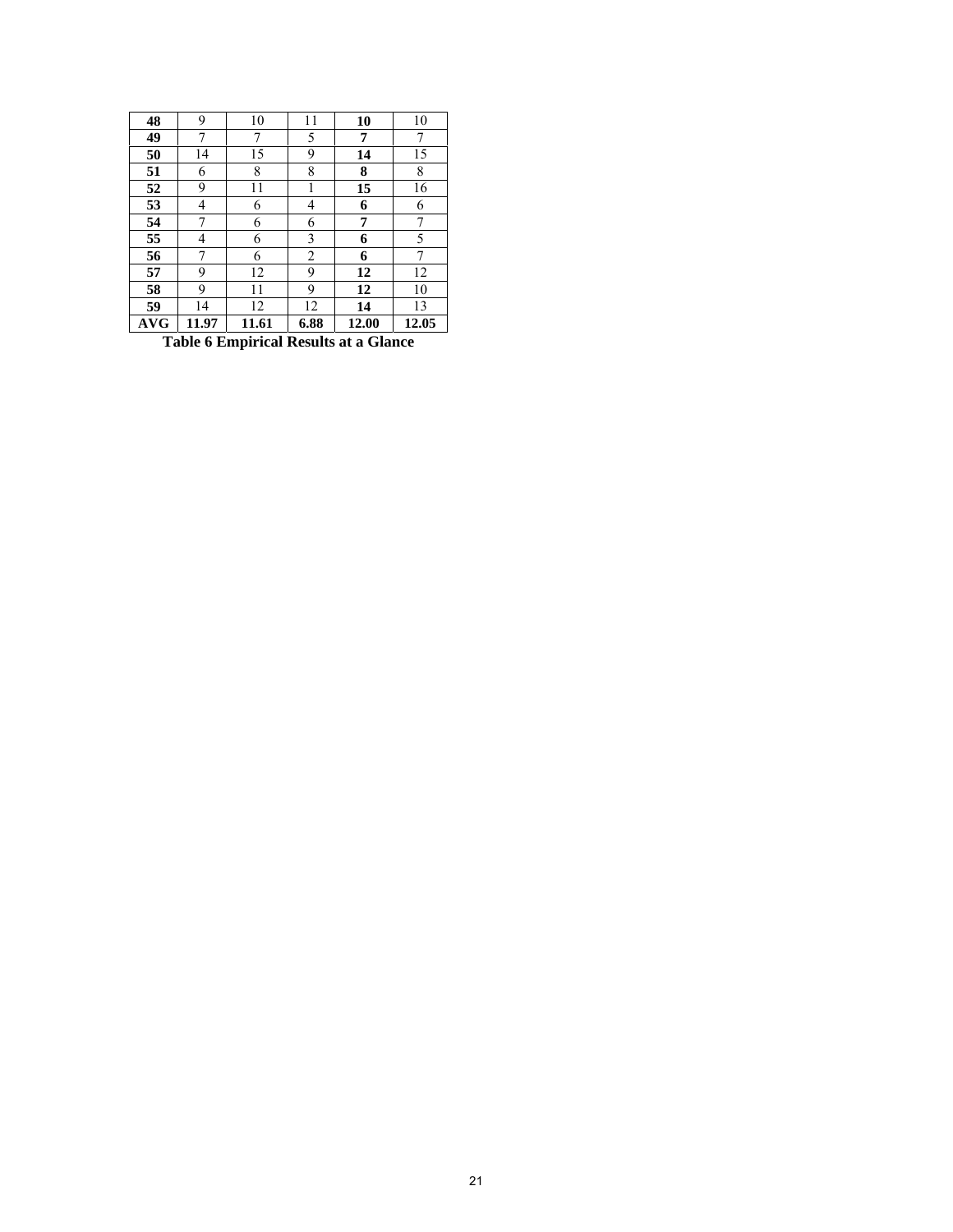| | | | | | |
|---|---|---|---|---|---|
| **48** | 9 | 10 | 11 | **10** | 10 |
| **49** | 7 | 7 | 5 | **7** | 7 |
| **50** | 14 | 15 | 9 | **14** | 15 |
| **51** | 6 | 8 | 8 | **8** | 8 |
| **52** | 9 | 11 | 1 | **15** | 16 |
| **53** | 4 | 6 | 4 | **6** | 6 |
| **54** | 7 | 6 | 6 | **7** | 7 |
| **55** | 4 | 6 | 3 | **6** | 5 |
| **56** | 7 | 6 | 2 | **6** | 7 |
| **57** | 9 | 12 | 9 | **12** | 12 |
| **58** | 9 | 11 | 9 | **12** | 10 |
| **59** | 14 | 12 | 12 | **14** | 13 |
| **AVG** | **11.97** | **11.61** | **6.88** | **12.00** | **12.05** |

**Table 6 Empirical Results at a Glance**